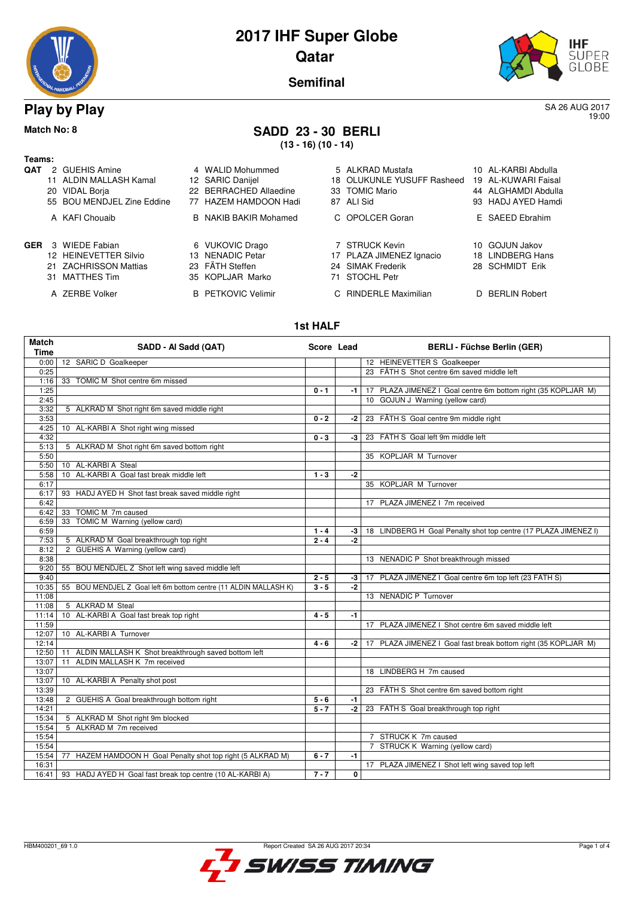# 2017 IHF Super Globe

## Qatar

### Semifinal

## Play by Play

SA 26 AUG 2017
19:00

**Match No: 8**

## SADD 23 - 30 BERLI

**(13 - 16) (10 - 14)**

**Teams:**

**QAT**
2 GUEHIS Amine, 4 WALID Mohummed, 5 ALKRAD Mustafa, 10 AL-KARBI Abdulla, 11 ALDIN MALLASH Kamal, 12 SARIC Danijel, 18 OLUKUNLE YUSUFF Rasheed, 19 AL-KUWARI Faisal, 20 VIDAL Borja, 22 BERRACHED Allaedine, 33 TOMIC Mario, 44 ALGHAMDI Abdulla, 55 BOU MENDJEL Zine Eddine, 77 HAZEM HAMDOON Hadi, 87 ALI Sid, 93 HADJ AYED Hamdi

A KAFI Chouaib, B NAKIB BAKIR Mohamed, C OPOLCER Goran, E SAEED Ebrahim

**GER**
3 WIEDE Fabian, 6 VUKOVIC Drago, 7 STRUCK Kevin, 10 GOJUN Jakov, 12 HEINEVETTER Silvio, 13 NENADIC Petar, 17 PLAZA JIMENEZ Ignacio, 18 LINDBERG Hans, 21 ZACHRISSON Mattias, 23 FÄTH Steffen, 24 SIMAK Frederik, 28 SCHMIDT Erik, 31 MATTHES Tim, 35 KOPLJAR Marko, 71 STOCHL Petr

A ZERBE Volker, B PETKOVIC Velimir, C RINDERLE Maximilian, D BERLIN Robert

### 1st HALF

| Match Time | SADD - Al Sadd (QAT) | Score | Lead | BERLI - Füchse Berlin (GER) |
|---|---|---|---|---|
| 0:00 | 12 SARIC D Goalkeeper | | | 12 HEINEVETTER S Goalkeeper |
| 0:25 | | | | 23 FÄTH S Shot centre 6m saved middle left |
| 1:16 | 33 TOMIC M Shot centre 6m missed | | | |
| 1:25 | | 0 - 1 | -1 | 17 PLAZA JIMENEZ I Goal centre 6m bottom right (35 KOPLJAR M) |
| 2:45 | | | | 10 GOJUN J Warning (yellow card) |
| 3:32 | 5 ALKRAD M Shot right 6m saved middle right | | | |
| 3:53 | | 0 - 2 | -2 | 23 FÄTH S Goal centre 9m middle right |
| 4:25 | 10 AL-KARBI A Shot right wing missed | | | |
| 4:32 | | 0 - 3 | -3 | 23 FATH S Goal left 9m middle left |
| 5:13 | 5 ALKRAD M Shot right 6m saved bottom right | | | |
| 5:50 | | | | 35 KOPLJAR M Turnover |
| 5:50 | 10 AL-KARBI A Steal | | | |
| 5:58 | 10 AL-KARBI A Goal fast break middle left | 1 - 3 | -2 | |
| 6:17 | | | | 35 KOPLJAR M Turnover |
| 6:17 | 93 HADJ AYED H Shot fast break saved middle right | | | |
| 6:42 | | | | 17 PLAZA JIMENEZ I 7m received |
| 6:42 | 33 TOMIC M 7m caused | | | |
| 6:59 | 33 TOMIC M Warning (yellow card) | | | |
| 6:59 | | 1 - 4 | -3 | 18 LINDBERG H Goal Penalty shot top centre (17 PLAZA JIMENEZ I) |
| 7:53 | 5 ALKRAD M Goal breakthrough top right | 2 - 4 | -2 | |
| 8:12 | 2 GUEHIS A Warning (yellow card) | | | |
| 8:38 | | | | 13 NENADIC P Shot breakthrough missed |
| 9:20 | 55 BOU MENDJEL Z Shot left wing saved middle left | | | |
| 9:40 | | 2 - 5 | -3 | 17 PLAZA JIMENEZ I Goal centre 6m top left (23 FATH S) |
| 10:35 | 55 BOU MENDJEL Z Goal left 6m bottom centre (11 ALDIN MALLASH K) | 3 - 5 | -2 | |
| 11:08 | | | | 13 NENADIC P Turnover |
| 11:08 | 5 ALKRAD M Steal | | | |
| 11:14 | 10 AL-KARBI A Goal fast break top right | 4 - 5 | -1 | |
| 11:59 | | | | 17 PLAZA JIMENEZ I Shot centre 6m saved middle left |
| 12:07 | 10 AL-KARBI A Turnover | | | |
| 12:14 | | 4 - 6 | -2 | 17 PLAZA JIMENEZ I Goal fast break bottom right (35 KOPLJAR M) |
| 12:50 | 11 ALDIN MALLASH K Shot breakthrough saved bottom left | | | |
| 13:07 | 11 ALDIN MALLASH K 7m received | | | |
| 13:07 | | | | 18 LINDBERG H 7m caused |
| 13:07 | 10 AL-KARBI A Penalty shot post | | | |
| 13:39 | | | | 23 FÄTH S Shot centre 6m saved bottom right |
| 13:48 | 2 GUEHIS A Goal breakthrough bottom right | 5 - 6 | -1 | |
| 14:21 | | 5 - 7 | -2 | 23 FATH S Goal breakthrough top right |
| 15:34 | 5 ALKRAD M Shot right 9m blocked | | | |
| 15:54 | 5 ALKRAD M 7m received | | | |
| 15:54 | | | | 7 STRUCK K 7m caused |
| 15:54 | | | | 7 STRUCK K Warning (yellow card) |
| 15:54 | 77 HAZEM HAMDOON H Goal Penalty shot top right (5 ALKRAD M) | 6 - 7 | -1 | |
| 16:31 | | | | 17 PLAZA JIMENEZ I Shot left wing saved top left |
| 16:41 | 93 HADJ AYED H Goal fast break top centre (10 AL-KARBI A) | 7 - 7 | 0 | |

HBM400201_69 1.0 Report Created SA 26 AUG 2017 20:34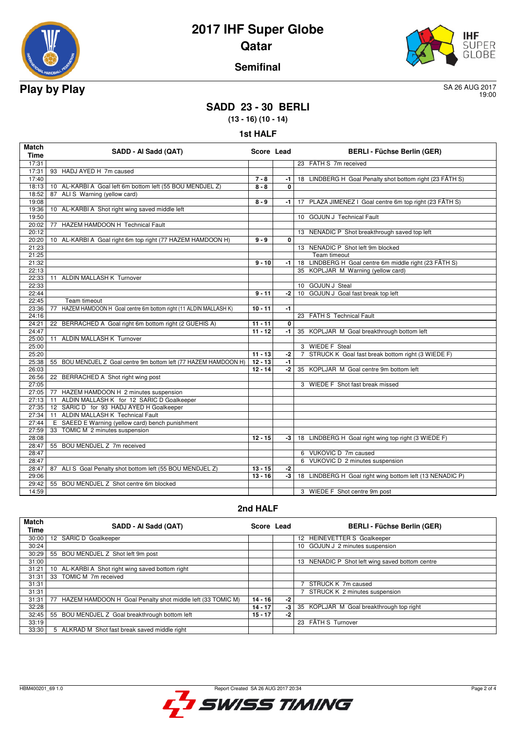# 2017 IHF Super Globe

## Qatar

### Semifinal

## Play by Play

SA 26 AUG 2017
19:00

## SADD 23 - 30 BERLI

**(13 - 16) (10 - 14)**

### 1st HALF

| Match Time | SADD - Al Sadd (QAT) | Score | Lead | BERLI - Füchse Berlin (GER) |
|---|---|---|---|---|
| 17:31 | | | | 23 FATH S 7m received |
| 17:31 | 93 HADJ AYED H 7m caused | | | |
| 17:40 | | 7 - 8 | -1 | 18 LINDBERG H Goal Penalty shot bottom right (23 FÄTH S) |
| 18:13 | 10 AL-KARBI A Goal left 6m bottom left (55 BOU MENDJEL Z) | 8 - 8 | 0 | |
| 18:52 | 87 ALI S Warning (yellow card) | | | |
| 19:08 | | 8 - 9 | -1 | 17 PLAZA JIMENEZ I Goal centre 6m top right (23 FÄTH S) |
| 19:36 | 10 AL-KARBI A Shot right wing saved middle left | | | |
| 19:50 | | | | 10 GOJUN J Technical Fault |
| 20:02 | 77 HAZEM HAMDOON H Technical Fault | | | |
| 20:12 | | | | 13 NENADIC P Shot breakthrough saved top left |
| 20:20 | 10 AL-KARBI A Goal right 6m top right (77 HAZEM HAMDOON H) | 9 - 9 | 0 | |
| 21:23 | | | | 13 NENADIC P Shot left 9m blocked |
| 21:25 | | | | Team timeout |
| 21:32 | | 9 - 10 | -1 | 18 LINDBERG H Goal centre 6m middle right (23 FÄTH S) |
| 22:13 | | | | 35 KOPLJAR M Warning (yellow card) |
| 22:33 | 11 ALDIN MALLASH K Turnover | | | |
| 22:33 | | | | 10 GOJUN J Steal |
| 22:44 | | 9 - 11 | -2 | 10 GOJUN J Goal fast break top left |
| 22:45 | Team timeout | | | |
| 23:36 | 77 HAZEM HAMDOON H Goal centre 6m bottom right (11 ALDIN MALLASH K) | 10 - 11 | -1 | |
| 24:16 | | | | 23 FATH S Technical Fault |
| 24:21 | 22 BERRACHED A Goal right 6m bottom right (2 GUEHIS A) | 11 - 11 | 0 | |
| 24:47 | | 11 - 12 | -1 | 35 KOPLJAR M Goal breakthrough bottom left |
| 25:00 | 11 ALDIN MALLASH K Turnover | | | |
| 25:00 | | | | 3 WIEDE F Steal |
| 25:20 | | 11 - 13 | -2 | 7 STRUCK K Goal fast break bottom right (3 WIEDE F) |
| 25:38 | 55 BOU MENDJEL Z Goal centre 9m bottom left (77 HAZEM HAMDOON H) | 12 - 13 | -1 | |
| 26:03 | | 12 - 14 | -2 | 35 KOPLJAR M Goal centre 9m bottom left |
| 26:56 | 22 BERRACHED A Shot right wing post | | | |
| 27:05 | | | | 3 WIEDE F Shot fast break missed |
| 27:05 | 77 HAZEM HAMDOON H 2 minutes suspension | | | |
| 27:13 | 11 ALDIN MALLASH K for 12 SARIC D Goalkeeper | | | |
| 27:35 | 12 SARIC D for 93 HADJ AYED H Goalkeeper | | | |
| 27:34 | 11 ALDIN MALLASH K Technical Fault | | | |
| 27:44 | E SAEED E Warning (yellow card) bench punishment | | | |
| 27:59 | 33 TOMIC M 2 minutes suspension | | | |
| 28:08 | | 12 - 15 | -3 | 18 LINDBERG H Goal right wing top right (3 WIEDE F) |
| 28:47 | 55 BOU MENDJEL Z 7m received | | | |
| 28:47 | | | | 6 VUKOVIC D 7m caused |
| 28:47 | | | | 6 VUKOVIC D 2 minutes suspension |
| 28:47 | 87 ALI S Goal Penalty shot bottom left (55 BOU MENDJEL Z) | 13 - 15 | -2 | |
| 29:06 | | 13 - 16 | -3 | 18 LINDBERG H Goal right wing bottom left (13 NENADIC P) |
| 29:42 | 55 BOU MENDJEL Z Shot centre 6m blocked | | | |
| 14:59 | | | | 3 WIEDE F Shot centre 9m post |

### 2nd HALF

| Match Time | SADD - Al Sadd (QAT) | Score | Lead | BERLI - Füchse Berlin (GER) |
|---|---|---|---|---|
| 30:00 | 12 SARIC D Goalkeeper | | | 12 HEINEVETTER S Goalkeeper |
| 30:24 | | | | 10 GOJUN J 2 minutes suspension |
| 30:29 | 55 BOU MENDJEL Z Shot left 9m post | | | |
| 31:00 | | | | 13 NENADIC P Shot left wing saved bottom centre |
| 31:21 | 10 AL-KARBI A Shot right wing saved bottom right | | | |
| 31:31 | 33 TOMIC M 7m received | | | |
| 31:31 | | | | 7 STRUCK K 7m caused |
| 31:31 | | | | 7 STRUCK K 2 minutes suspension |
| 31:31 | 77 HAZEM HAMDOON H Goal Penalty shot middle left (33 TOMIC M) | 14 - 16 | -2 | |
| 32:28 | | 14 - 17 | -3 | 35 KOPLJAR M Goal breakthrough top right |
| 32:45 | 55 BOU MENDJEL Z Goal breakthrough bottom left | 15 - 17 | -2 | |
| 33:19 | | | | 23 FÄTH S Turnover |
| 33:30 | 5 ALKRAD M Shot fast break saved middle right | | | |

HBM400201_69 1.0 Report Created SA 26 AUG 2017 20:34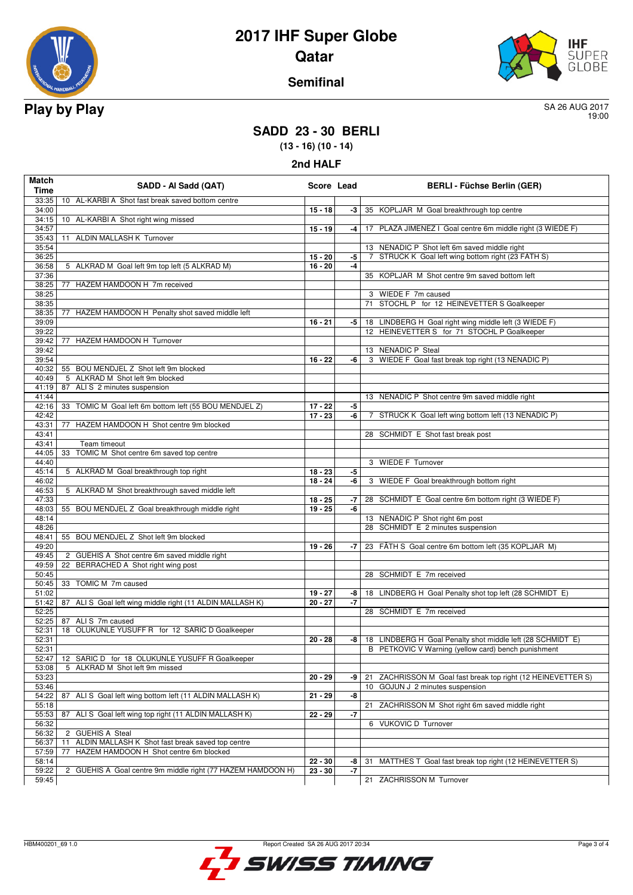# 2017 IHF Super Globe
# Qatar

## Semifinal

## Play by Play

SA 26 AUG 2017
19:00

### SADD 23 - 30 BERLI

**(13 - 16) (10 - 14)**

### 2nd HALF

| Match Time | SADD - Al Sadd (QAT) | Score | Lead | BERLI - Füchse Berlin (GER) |
|---|---|---|---|---|
| 33:35 | 10 AL-KARBI A Shot fast break saved bottom centre | | | |
| 34:00 | | 15 - 18 | -3 | 35 KOPLJAR M Goal breakthrough top centre |
| 34:15 | 10 AL-KARBI A Shot right wing missed | | | |
| 34:57 | | 15 - 19 | -4 | 17 PLAZA JIMENEZ I Goal centre 6m middle right (3 WIEDE F) |
| 35:43 | 11 ALDIN MALLASH K Turnover | | | |
| 35:54 | | | | 13 NENADIC P Shot left 6m saved middle right |
| 36:25 | | 15 - 20 | -5 | 7 STRUCK K Goal left wing bottom right (23 FATH S) |
| 36:58 | 5 ALKRAD M Goal left 9m top left (5 ALKRAD M) | 16 - 20 | -4 | |
| 37:36 | | | | 35 KOPLJAR M Shot centre 9m saved bottom left |
| 38:25 | 77 HAZEM HAMDOON H 7m received | | | |
| 38:25 | | | | 3 WIEDE F 7m caused |
| 38:35 | | | | 71 STOCHL P for 12 HEINEVETTER S Goalkeeper |
| 38:35 | 77 HAZEM HAMDOON H Penalty shot saved middle left | | | |
| 39:09 | | 16 - 21 | -5 | 18 LINDBERG H Goal right wing middle left (3 WIEDE F) |
| 39:22 | | | | 12 HEINEVETTER S for 71 STOCHL P Goalkeeper |
| 39:42 | 77 HAZEM HAMDOON H Turnover | | | |
| 39:42 | | | | 13 NENADIC P Steal |
| 39:54 | | 16 - 22 | -6 | 3 WIEDE F Goal fast break top right (13 NENADIC P) |
| 40:32 | 55 BOU MENDJEL Z Shot left 9m blocked | | | |
| 40:49 | 5 ALKRAD M Shot left 9m blocked | | | |
| 41:19 | 87 ALI S 2 minutes suspension | | | |
| 41:44 | | | | 13 NENADIC P Shot centre 9m saved middle right |
| 42:16 | 33 TOMIC M Goal left 6m bottom left (55 BOU MENDJEL Z) | 17 - 22 | -5 | |
| 42:42 | | 17 - 23 | -6 | 7 STRUCK K Goal left wing bottom left (13 NENADIC P) |
| 43:31 | 77 HAZEM HAMDOON H Shot centre 9m blocked | | | |
| 43:41 | | | | 28 SCHMIDT E Shot fast break post |
| 43:41 | Team timeout | | | |
| 44:05 | 33 TOMIC M Shot centre 6m saved top centre | | | |
| 44:40 | | | | 3 WIEDE F Turnover |
| 45:14 | 5 ALKRAD M Goal breakthrough top right | 18 - 23 | -5 | |
| 46:02 | | 18 - 24 | -6 | 3 WIEDE F Goal breakthrough bottom right |
| 46:53 | 5 ALKRAD M Shot breakthrough saved middle left | | | |
| 47:33 | | 18 - 25 | -7 | 28 SCHMIDT E Goal centre 6m bottom right (3 WIEDE F) |
| 48:03 | 55 BOU MENDJEL Z Goal breakthrough middle right | 19 - 25 | -6 | |
| 48:14 | | | | 13 NENADIC P Shot right 6m post |
| 48:26 | | | | 28 SCHMIDT E 2 minutes suspension |
| 48:41 | 55 BOU MENDJEL Z Shot left 9m blocked | | | |
| 49:20 | | 19 - 26 | -7 | 23 FÄTH S Goal centre 6m bottom left (35 KOPLJAR M) |
| 49:45 | 2 GUEHIS A Shot centre 6m saved middle right | | | |
| 49:59 | 22 BERRACHED A Shot right wing post | | | |
| 50:45 | | | | 28 SCHMIDT E 7m received |
| 50:45 | 33 TOMIC M 7m caused | | | |
| 51:02 | | 19 - 27 | -8 | 18 LINDBERG H Goal Penalty shot top left (28 SCHMIDT E) |
| 51:42 | 87 ALI S Goal left wing middle right (11 ALDIN MALLASH K) | 20 - 27 | -7 | |
| 52:25 | | | | 28 SCHMIDT E 7m received |
| 52:25 | 87 ALI S 7m caused | | | |
| 52:31 | 18 OLUKUNLE YUSUFF R for 12 SARIC D Goalkeeper | | | |
| 52:31 | | 20 - 28 | -8 | 18 LINDBERG H Goal Penalty shot middle left (28 SCHMIDT E) |
| 52:31 | | | | B PETKOVIC V Warning (yellow card) bench punishment |
| 52:47 | 12 SARIC D for 18 OLUKUNLE YUSUFF R Goalkeeper | | | |
| 53:08 | 5 ALKRAD M Shot left 9m missed | | | |
| 53:23 | | 20 - 29 | -9 | 21 ZACHRISSON M Goal fast break top right (12 HEINEVETTER S) |
| 53:46 | | | | 10 GOJUN J 2 minutes suspension |
| 54:22 | 87 ALI S Goal left wing bottom left (11 ALDIN MALLASH K) | 21 - 29 | -8 | |
| 55:18 | | | | 21 ZACHRISSON M Shot right 6m saved middle right |
| 55:53 | 87 ALI S Goal left wing top right (11 ALDIN MALLASH K) | 22 - 29 | -7 | |
| 56:32 | | | | 6 VUKOVIC D Turnover |
| 56:32 | 2 GUEHIS A Steal | | | |
| 56:37 | 11 ALDIN MALLASH K Shot fast break saved top centre | | | |
| 57:59 | 77 HAZEM HAMDOON H Shot centre 6m blocked | | | |
| 58:14 | | 22 - 30 | -8 | 31 MATTHES T Goal fast break top right (12 HEINEVETTER S) |
| 59:22 | 2 GUEHIS A Goal centre 9m middle right (77 HAZEM HAMDOON H) | 23 - 30 | -7 | |
| 59:45 | | | | 21 ZACHRISSON M Turnover |

HBM400201_69 1.0 | Report Created SA 26 AUG 2017 20:34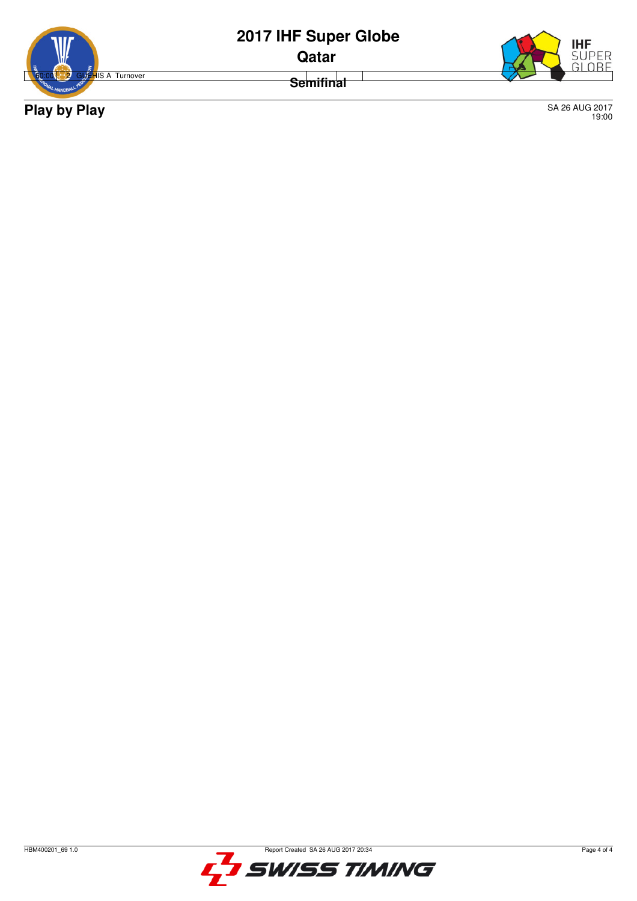# 2017 IHF Super Globe

## Qatar

### Semifinal

**Play by Play**

SA 26 AUG 2017
19:00

| | | | | | | |
|---|---|---|---|---|---|---|
| 60:00 | 12 | GUEHIS A Turnover | | | | |